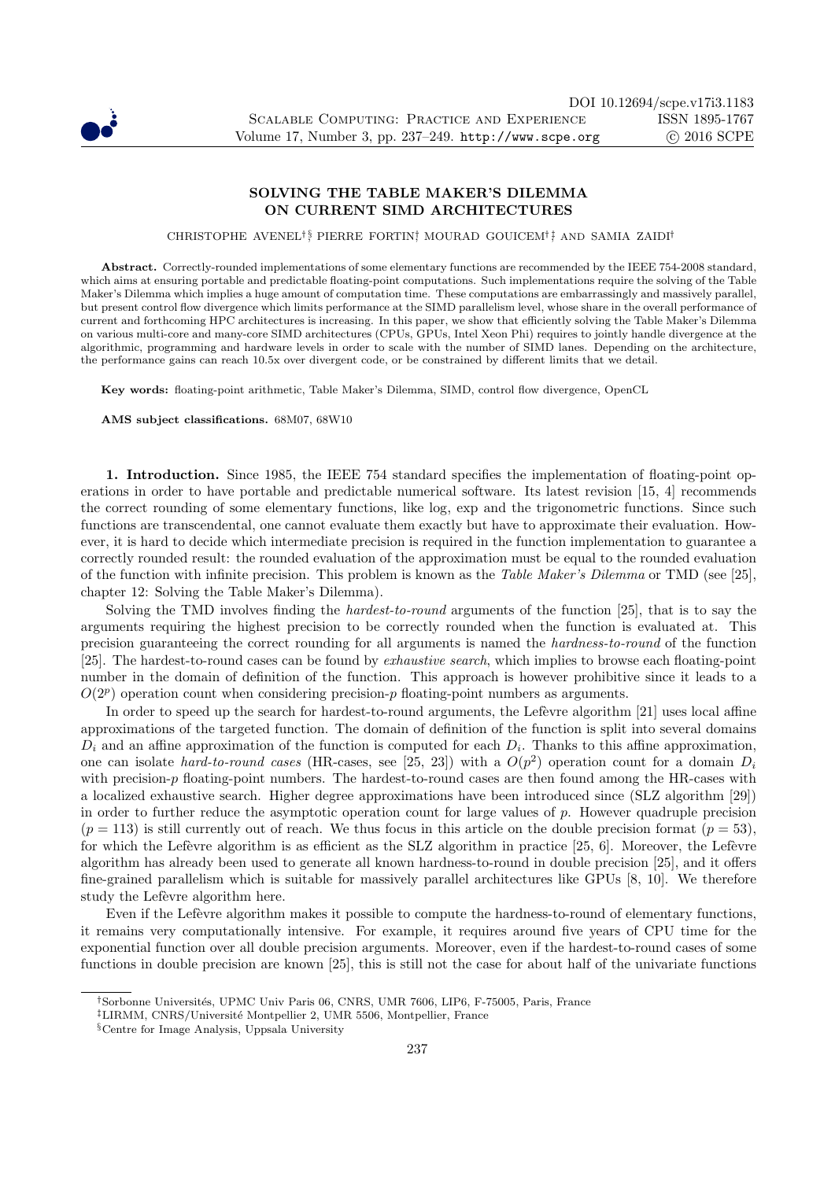# SOLVING THE TABLE MAKER'S DILEMMA ON CURRENT SIMD ARCHITECTURES

CHRISTOPHE AVENEL[†§] PIERRE FORTIN[†] MOURAD GOUICEM[†‡] AND SAMIA ZAIDI[†]

**Abstract.** Correctly-rounded implementations of some elementary functions are recommended by the IEEE 754-2008 standard, which aims at ensuring portable and predictable floating-point computations. Such implementations require the solving of the Table Maker's Dilemma which implies a huge amount of computation time. These computations are embarrassingly and massively parallel, but present control flow divergence which limits performance at the SIMD parallelism level, whose share in the overall performance of current and forthcoming HPC architectures is increasing. In this paper, we show that efficiently solving the Table Maker's Dilemma on various multi-core and many-core SIMD architectures (CPUs, GPUs, Intel Xeon Phi) requires to jointly handle divergence at the algorithmic, programming and hardware levels in order to scale with the number of SIMD lanes. Depending on the architecture, the performance gains can reach 10.5x over divergent code, or be constrained by different limits that we detail.

**Key words:** floating-point arithmetic, Table Maker's Dilemma, SIMD, control flow divergence, OpenCL

**AMS subject classifications.** 68M07, 68W10

**1. Introduction.** Since 1985, the IEEE 754 standard specifies the implementation of floating-point operations in order to have portable and predictable numerical software. Its latest revision [15, 4] recommends the correct rounding of some elementary functions, like log, exp and the trigonometric functions. Since such functions are transcendental, one cannot evaluate them exactly but have to approximate their evaluation. However, it is hard to decide which intermediate precision is required in the function implementation to guarantee a correctly rounded result: the rounded evaluation of the approximation must be equal to the rounded evaluation of the function with infinite precision. This problem is known as the *Table Maker's Dilemma* or TMD (see [25], chapter 12: Solving the Table Maker's Dilemma).

Solving the TMD involves finding the *hardest-to-round* arguments of the function [25], that is to say the arguments requiring the highest precision to be correctly rounded when the function is evaluated at. This precision guaranteeing the correct rounding for all arguments is named the *hardness-to-round* of the function [25]. The hardest-to-round cases can be found by *exhaustive search*, which implies to browse each floating-point number in the domain of definition of the function. This approach is however prohibitive since it leads to a $O(2^p)$ operation count when considering precision-$p$ floating-point numbers as arguments.

In order to speed up the search for hardest-to-round arguments, the Lefèvre algorithm [21] uses local affine approximations of the targeted function. The domain of definition of the function is split into several domains $D_i$ and an affine approximation of the function is computed for each $D_i$. Thanks to this affine approximation, one can isolate *hard-to-round cases* (HR-cases, see [25, 23]) with a $O(p^2)$ operation count for a domain $D_i$ with precision-$p$ floating-point numbers. The hardest-to-round cases are then found among the HR-cases with a localized exhaustive search. Higher degree approximations have been introduced since (SLZ algorithm [29]) in order to further reduce the asymptotic operation count for large values of $p$. However quadruple precision ($p = 113$) is still currently out of reach. We thus focus in this article on the double precision format ($p = 53$), for which the Lefèvre algorithm is as efficient as the SLZ algorithm in practice [25, 6]. Moreover, the Lefèvre algorithm has already been used to generate all known hardness-to-round in double precision [25], and it offers fine-grained parallelism which is suitable for massively parallel architectures like GPUs [8, 10]. We therefore study the Lefèvre algorithm here.

Even if the Lefèvre algorithm makes it possible to compute the hardness-to-round of elementary functions, it remains very computationally intensive. For example, it requires around five years of CPU time for the exponential function over all double precision arguments. Moreover, even if the hardest-to-round cases of some functions in double precision are known [25], this is still not the case for about half of the univariate functions

[†]Sorbonne Universités, UPMC Univ Paris 06, CNRS, UMR 7606, LIP6, F-75005, Paris, France

[‡]LIRMM, CNRS/Université Montpellier 2, UMR 5506, Montpellier, France

[§]Centre for Image Analysis, Uppsala University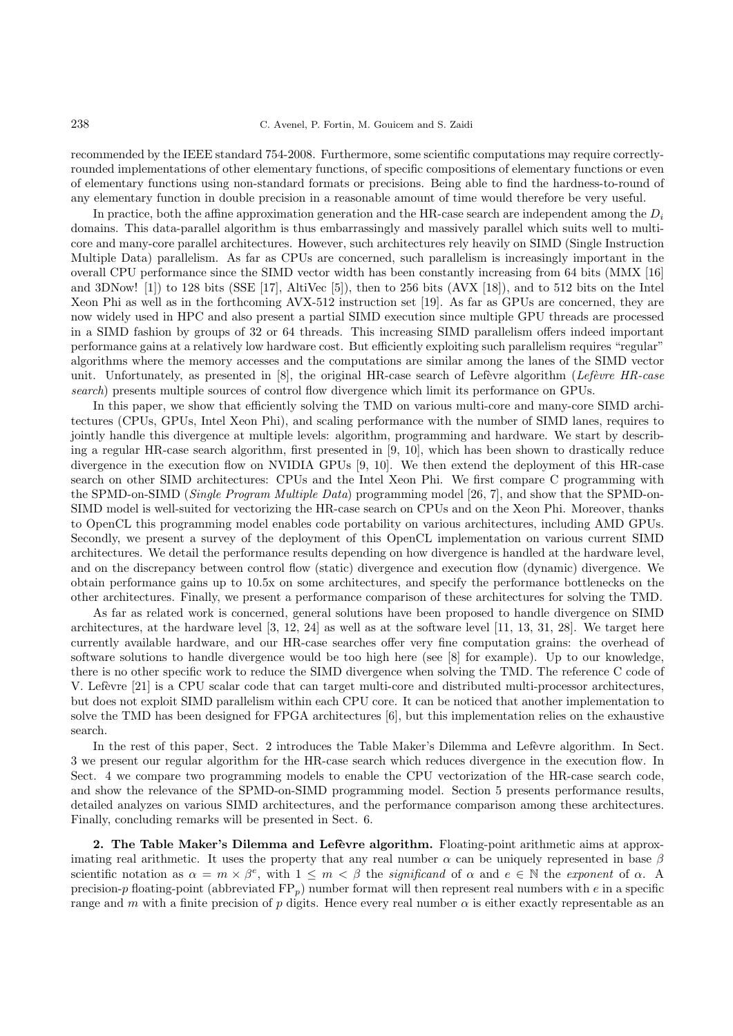recommended by the IEEE standard 754-2008. Furthermore, some scientific computations may require correctly-rounded implementations of other elementary functions, of specific compositions of elementary functions or even of elementary functions using non-standard formats or precisions. Being able to find the hardness-to-round of any elementary function in double precision in a reasonable amount of time would therefore be very useful.

In practice, both the affine approximation generation and the HR-case search are independent among the $D_i$ domains. This data-parallel algorithm is thus embarrassingly and massively parallel which suits well to multi-core and many-core parallel architectures. However, such architectures rely heavily on SIMD (Single Instruction Multiple Data) parallelism. As far as CPUs are concerned, such parallelism is increasingly important in the overall CPU performance since the SIMD vector width has been constantly increasing from 64 bits (MMX [16] and 3DNow! [1]) to 128 bits (SSE [17], AltiVec [5]), then to 256 bits (AVX [18]), and to 512 bits on the Intel Xeon Phi as well as in the forthcoming AVX-512 instruction set [19]. As far as GPUs are concerned, they are now widely used in HPC and also present a partial SIMD execution since multiple GPU threads are processed in a SIMD fashion by groups of 32 or 64 threads. This increasing SIMD parallelism offers indeed important performance gains at a relatively low hardware cost. But efficiently exploiting such parallelism requires "regular" algorithms where the memory accesses and the computations are similar among the lanes of the SIMD vector unit. Unfortunately, as presented in [8], the original HR-case search of Lefèvre algorithm (*Lefèvre HR-case search*) presents multiple sources of control flow divergence which limit its performance on GPUs.

In this paper, we show that efficiently solving the TMD on various multi-core and many-core SIMD architectures (CPUs, GPUs, Intel Xeon Phi), and scaling performance with the number of SIMD lanes, requires to jointly handle this divergence at multiple levels: algorithm, programming and hardware. We start by describing a regular HR-case search algorithm, first presented in [9, 10], which has been shown to drastically reduce divergence in the execution flow on NVIDIA GPUs [9, 10]. We then extend the deployment of this HR-case search on other SIMD architectures: CPUs and the Intel Xeon Phi. We first compare C programming with the SPMD-on-SIMD (*Single Program Multiple Data*) programming model [26, 7], and show that the SPMD-on-SIMD model is well-suited for vectorizing the HR-case search on CPUs and on the Xeon Phi. Moreover, thanks to OpenCL this programming model enables code portability on various architectures, including AMD GPUs. Secondly, we present a survey of the deployment of this OpenCL implementation on various current SIMD architectures. We detail the performance results depending on how divergence is handled at the hardware level, and on the discrepancy between control flow (static) divergence and execution flow (dynamic) divergence. We obtain performance gains up to 10.5x on some architectures, and specify the performance bottlenecks on the other architectures. Finally, we present a performance comparison of these architectures for solving the TMD.

As far as related work is concerned, general solutions have been proposed to handle divergence on SIMD architectures, at the hardware level [3, 12, 24] as well as at the software level [11, 13, 31, 28]. We target here currently available hardware, and our HR-case searches offer very fine computation grains: the overhead of software solutions to handle divergence would be too high here (see [8] for example). Up to our knowledge, there is no other specific work to reduce the SIMD divergence when solving the TMD. The reference C code of V. Lefèvre [21] is a CPU scalar code that can target multi-core and distributed multi-processor architectures, but does not exploit SIMD parallelism within each CPU core. It can be noticed that another implementation to solve the TMD has been designed for FPGA architectures [6], but this implementation relies on the exhaustive search.

In the rest of this paper, Sect. 2 introduces the Table Maker's Dilemma and Lefèvre algorithm. In Sect. 3 we present our regular algorithm for the HR-case search which reduces divergence in the execution flow. In Sect. 4 we compare two programming models to enable the CPU vectorization of the HR-case search code, and show the relevance of the SPMD-on-SIMD programming model. Section 5 presents performance results, detailed analyzes on various SIMD architectures, and the performance comparison among these architectures. Finally, concluding remarks will be presented in Sect. 6.

**2. The Table Maker's Dilemma and Lefèvre algorithm.** Floating-point arithmetic aims at approximating real arithmetic. It uses the property that any real number $\alpha$ can be uniquely represented in base $\beta$ scientific notation as $\alpha = m \times \beta^e$, with $1 \leq m < \beta$ the *significand* of $\alpha$ and $e \in \mathbb{N}$ the *exponent* of $\alpha$. A precision-$p$ floating-point (abbreviated $\mathrm{FP}_p$) number format will then represent real numbers with $e$ in a specific range and $m$ with a finite precision of $p$ digits. Hence every real number $\alpha$ is either exactly representable as an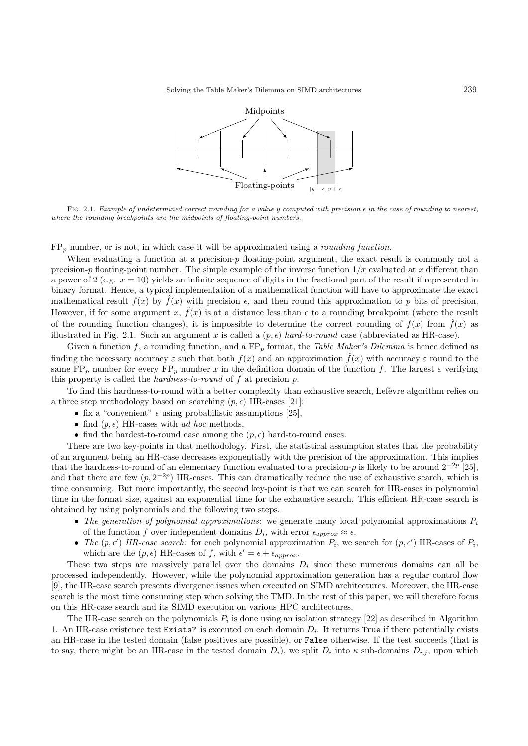FIG. 2.1. *Example of undetermined correct rounding for a value y computed with precision ϵ in the case of rounding to nearest, where the rounding breakpoints are the midpoints of floating-point numbers.*

$\text{FP}_p$ number, or is not, in which case it will be approximated using a *rounding function*.

When evaluating a function at a precision-$p$ floating-point argument, the exact result is commonly not a precision-$p$ floating-point number. The simple example of the inverse function $1/x$ evaluated at $x$ different than a power of 2 (e.g. $x = 10$) yields an infinite sequence of digits in the fractional part of the result if represented in binary format. Hence, a typical implementation of a mathematical function will have to approximate the exact mathematical result $f(x)$ by $\hat{f}(x)$ with precision $\epsilon$, and then round this approximation to $p$ bits of precision. However, if for some argument $x$, $\hat{f}(x)$ is at a distance less than $\epsilon$ to a rounding breakpoint (where the result of the rounding function changes), it is impossible to determine the correct rounding of $f(x)$ from $\hat{f}(x)$ as illustrated in Fig. 2.1. Such an argument $x$ is called a $(p, \epsilon)$ *hard-to-round* case (abbreviated as HR-case).

Given a function $f$, a rounding function, and a $\text{FP}_p$ format, the *Table Maker's Dilemma* is hence defined as finding the necessary accuracy $\varepsilon$ such that both $f(x)$ and an approximation $\hat{f}(x)$ with accuracy $\varepsilon$ round to the same $\text{FP}_p$ number for every $\text{FP}_p$ number $x$ in the definition domain of the function $f$. The largest $\varepsilon$ verifying this property is called the *hardness-to-round* of $f$ at precision $p$.

To find this hardness-to-round with a better complexity than exhaustive search, Lefèvre algorithm relies on a three step methodology based on searching $(p, \epsilon)$ HR-cases [21]:

- fix a "convenient" $\epsilon$ using probabilistic assumptions [25],
- find $(p, \epsilon)$ HR-cases with *ad hoc* methods,
- find the hardest-to-round case among the $(p, \epsilon)$ hard-to-round cases.

There are two key-points in that methodology. First, the statistical assumption states that the probability of an argument being an HR-case decreases exponentially with the precision of the approximation. This implies that the hardness-to-round of an elementary function evaluated to a precision-$p$ is likely to be around $2^{-2p}$ [25], and that there are few $(p, 2^{-2p})$ HR-cases. This can dramatically reduce the use of exhaustive search, which is time consuming. But more importantly, the second key-point is that we can search for HR-cases in polynomial time in the format size, against an exponential time for the exhaustive search. This efficient HR-case search is obtained by using polynomials and the following two steps.

- *The generation of polynomial approximations*: we generate many local polynomial approximations $P_i$ of the function $f$ over independent domains $D_i$, with error $\epsilon_{approx} \approx \epsilon$.
- *The* $(p, \epsilon')$ *HR-case search*: for each polynomial approximation $P_i$, we search for $(p, \epsilon')$ HR-cases of $P_i$, which are the $(p, \epsilon)$ HR-cases of $f$, with $\epsilon' = \epsilon + \epsilon_{approx}$.

These two steps are massively parallel over the domains $D_i$ since these numerous domains can all be processed independently. However, while the polynomial approximation generation has a regular control flow [9], the HR-case search presents divergence issues when executed on SIMD architectures. Moreover, the HR-case search is the most time consuming step when solving the TMD. In the rest of this paper, we will therefore focus on this HR-case search and its SIMD execution on various HPC architectures.

The HR-case search on the polynomials $P_i$ is done using an isolation strategy [22] as described in Algorithm 1. An HR-case existence test `Exists?` is executed on each domain $D_i$. It returns `True` if there potentially exists an HR-case in the tested domain (false positives are possible), or `False` otherwise. If the test succeeds (that is to say, there might be an HR-case in the tested domain $D_i$), we split $D_i$ into $\kappa$ sub-domains $D_{i,j}$, upon which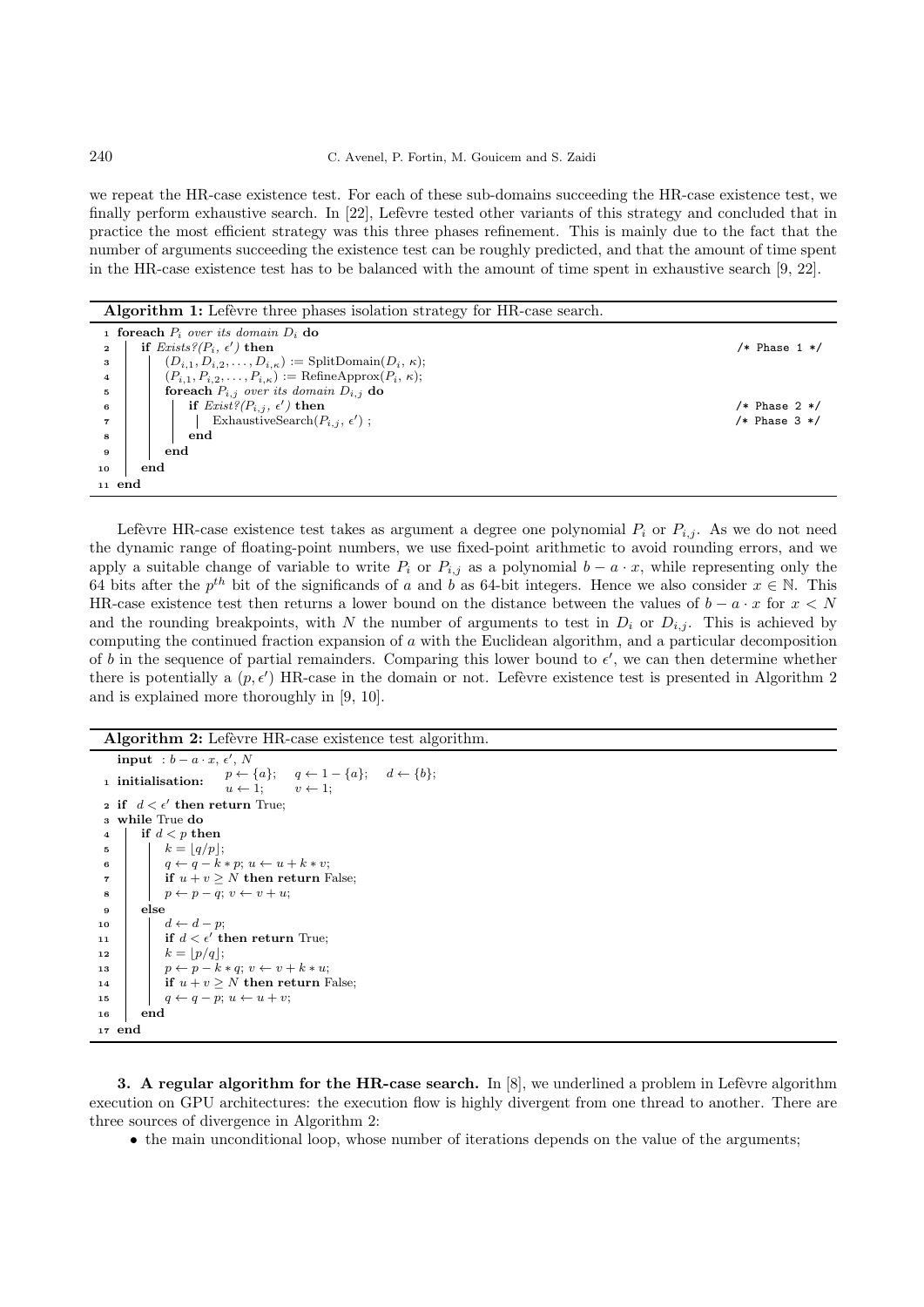we repeat the HR-case existence test. For each of these sub-domains succeeding the HR-case existence test, we finally perform exhaustive search. In [22], Lefèvre tested other variants of this strategy and concluded that in practice the most efficient strategy was this three phases refinement. This is mainly due to the fact that the number of arguments succeeding the existence test can be roughly predicted, and that the amount of time spent in the HR-case existence test has to be balanced with the amount of time spent in exhaustive search [9, 22].

**Algorithm 1:** Lefèvre three phases isolation strategy for HR-case search.

```
1  foreach P_i over its domain D_i do
2  |   if Exists?(P_i, ε') then                                          /* Phase 1 */
3  |   |   (D_{i,1}, D_{i,2}, ..., D_{i,κ}) := SplitDomain(D_i, κ);
4  |   |   (P_{i,1}, P_{i,2}, ..., P_{i,κ}) := RefineApprox(P_i, κ);
5  |   |   foreach P_{i,j} over its domain D_{i,j} do
6  |   |   |   if Exist?(P_{i,j}, ε') then                               /* Phase 2 */
7  |   |   |   |   ExhaustiveSearch(P_{i,j}, ε') ;                       /* Phase 3 */
8  |   |   |   end
9  |   |   end
10 |   end
11 end
```

Lefèvre HR-case existence test takes as argument a degree one polynomial $P_i$ or $P_{i,j}$. As we do not need the dynamic range of floating-point numbers, we use fixed-point arithmetic to avoid rounding errors, and we apply a suitable change of variable to write $P_i$ or $P_{i,j}$ as a polynomial $b - a \cdot x$, while representing only the 64 bits after the $p^{th}$ bit of the significands of $a$ and $b$ as 64-bit integers. Hence we also consider $x \in \mathbb{N}$. This HR-case existence test then returns a lower bound on the distance between the values of $b - a \cdot x$ for $x < N$ and the rounding breakpoints, with $N$ the number of arguments to test in $D_i$ or $D_{i,j}$. This is achieved by computing the continued fraction expansion of $a$ with the Euclidean algorithm, and a particular decomposition of $b$ in the sequence of partial remainders. Comparing this lower bound to $\epsilon'$, we can then determine whether there is potentially a $(p, \epsilon')$ HR-case in the domain or not. Lefèvre existence test is presented in Algorithm 2 and is explained more thoroughly in [9, 10].

**Algorithm 2:** Lefèvre HR-case existence test algorithm.

```
   input : b − a · x, ε', N
1  initialisation:  p ← {a};   q ← 1 − {a};   d ← {b};
                    u ← 1;     v ← 1;
2  if d < ε' then return True;
3  while True do
4  |   if d < p then
5  |   |   k = ⌊q/p⌋;
6  |   |   q ← q − k ∗ p; u ← u + k ∗ v;
7  |   |   if u + v ≥ N then return False;
8  |   |   p ← p − q; v ← v + u;
9  |   else
10 |   |   d ← d − p;
11 |   |   if d < ε' then return True;
12 |   |   k = ⌊p/q⌋;
13 |   |   p ← p − k ∗ q; v ← v + k ∗ u;
14 |   |   if u + v ≥ N then return False;
15 |   |   q ← q − p; u ← u + v;
16 |   end
17 end
```

**3. A regular algorithm for the HR-case search.** In [8], we underlined a problem in Lefèvre algorithm execution on GPU architectures: the execution flow is highly divergent from one thread to another. There are three sources of divergence in Algorithm 2:

- the main unconditional loop, whose number of iterations depends on the value of the arguments;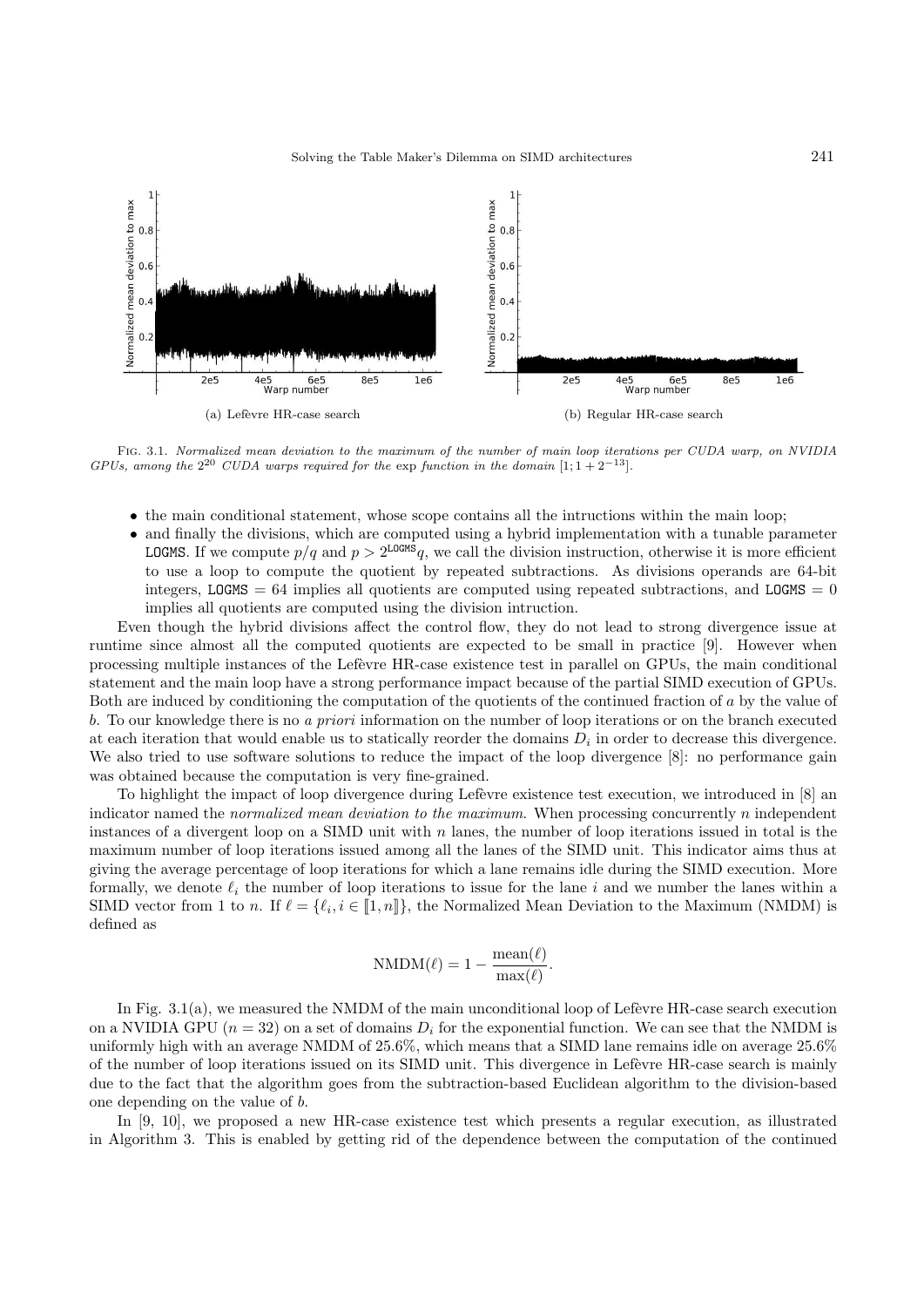(a) Lefèvre HR-case search

(b) Regular HR-case search

FIG. 3.1. *Normalized mean deviation to the maximum of the number of main loop iterations per CUDA warp, on NVIDIA GPUs, among the $2^{20}$ CUDA warps required for the* exp *function in the domain* $[1; 1 + 2^{-13}]$.

- the main conditional statement, whose scope contains all the intructions within the main loop;
- and finally the divisions, which are computed using a hybrid implementation with a tunable parameter `LOGMS`. If we compute $p/q$ and $p > 2^{\texttt{LOGMS}}q$, we call the division instruction, otherwise it is more efficient to use a loop to compute the quotient by repeated subtractions. As divisions operands are 64-bit integers, `LOGMS` $= 64$ implies all quotients are computed using repeated subtractions, and `LOGMS` $= 0$ implies all quotients are computed using the division intruction.

Even though the hybrid divisions affect the control flow, they do not lead to strong divergence issue at runtime since almost all the computed quotients are expected to be small in practice [9]. However when processing multiple instances of the Lefèvre HR-case existence test in parallel on GPUs, the main conditional statement and the main loop have a strong performance impact because of the partial SIMD execution of GPUs. Both are induced by conditioning the computation of the quotients of the continued fraction of $a$ by the value of $b$. To our knowledge there is no *a priori* information on the number of loop iterations or on the branch executed at each iteration that would enable us to statically reorder the domains $D_i$ in order to decrease this divergence. We also tried to use software solutions to reduce the impact of the loop divergence [8]: no performance gain was obtained because the computation is very fine-grained.

To highlight the impact of loop divergence during Lefèvre existence test execution, we introduced in [8] an indicator named the *normalized mean deviation to the maximum*. When processing concurrently $n$ independent instances of a divergent loop on a SIMD unit with $n$ lanes, the number of loop iterations issued in total is the maximum number of loop iterations issued among all the lanes of the SIMD unit. This indicator aims thus at giving the average percentage of loop iterations for which a lane remains idle during the SIMD execution. More formally, we denote $\ell_i$ the number of loop iterations to issue for the lane $i$ and we number the lanes within a SIMD vector from 1 to $n$. If $\ell = \{\ell_i, i \in [\![1, n]\!]\}$, the Normalized Mean Deviation to the Maximum (NMDM) is defined as

$$\text{NMDM}(\ell) = 1 - \frac{\text{mean}(\ell)}{\max(\ell)}.$$

In Fig. 3.1(a), we measured the NMDM of the main unconditional loop of Lefèvre HR-case search execution on a NVIDIA GPU ($n = 32$) on a set of domains $D_i$ for the exponential function. We can see that the NMDM is uniformly high with an average NMDM of 25.6%, which means that a SIMD lane remains idle on average 25.6% of the number of loop iterations issued on its SIMD unit. This divergence in Lefèvre HR-case search is mainly due to the fact that the algorithm goes from the subtraction-based Euclidean algorithm to the division-based one depending on the value of $b$.

In [9, 10], we proposed a new HR-case existence test which presents a regular execution, as illustrated in Algorithm 3. This is enabled by getting rid of the dependence between the computation of the continued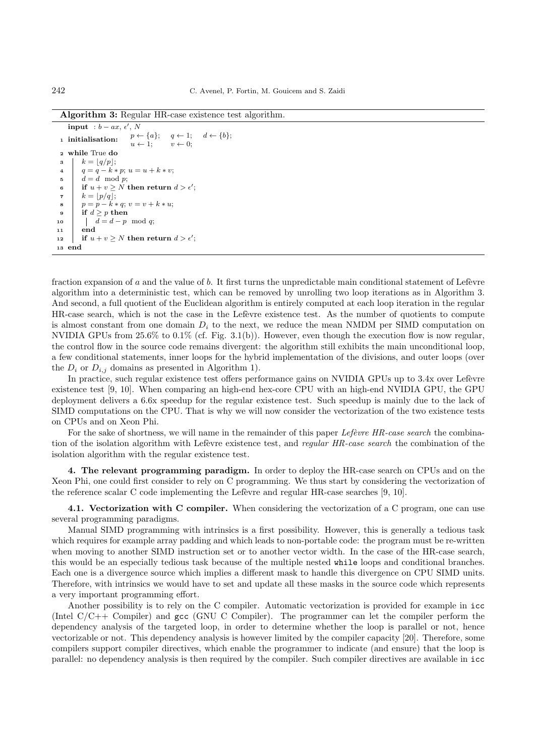**Algorithm 3:** Regular HR-case existence test algorithm.

```
   input  : b − ax, ε′, N
1  initialisation:  p ← {a};   q ← 1;   d ← {b};
                    u ← 1;     v ← 0;
2  while True do
3  |  k = ⌊q/p⌋;
4  |  q = q − k ∗ p; u = u + k ∗ v;
5  |  d = d  mod p;
6  |  if u + v ≥ N then return d > ε′;
7  |  k = ⌊p/q⌋;
8  |  p = p − k ∗ q; v = v + k ∗ u;
9  |  if d ≥ p then
10 |  |  d = d − p  mod q;
11 |  end
12 |  if u + v ≥ N then return d > ε′;
13 end
```

fraction expansion of $a$ and the value of $b$. It first turns the unpredictable main conditional statement of Lefèvre algorithm into a deterministic test, which can be removed by unrolling two loop iterations as in Algorithm 3. And second, a full quotient of the Euclidean algorithm is entirely computed at each loop iteration in the regular HR-case search, which is not the case in the Lefèvre existence test. As the number of quotients to compute is almost constant from one domain $D_i$ to the next, we reduce the mean NMDM per SIMD computation on NVIDIA GPUs from 25.6% to 0.1% (cf. Fig. 3.1(b)). However, even though the execution flow is now regular, the control flow in the source code remains divergent: the algorithm still exhibits the main unconditional loop, a few conditional statements, inner loops for the hybrid implementation of the divisions, and outer loops (over the $D_i$ or $D_{i,j}$ domains as presented in Algorithm 1).

In practice, such regular existence test offers performance gains on NVIDIA GPUs up to 3.4x over Lefèvre existence test [9, 10]. When comparing an high-end hex-core CPU with an high-end NVIDIA GPU, the GPU deployment delivers a 6.6x speedup for the regular existence test. Such speedup is mainly due to the lack of SIMD computations on the CPU. That is why we will now consider the vectorization of the two existence tests on CPUs and on Xeon Phi.

For the sake of shortness, we will name in the remainder of this paper *Lefèvre HR-case search* the combination of the isolation algorithm with Lefèvre existence test, and *regular HR-case search* the combination of the isolation algorithm with the regular existence test.

**4. The relevant programming paradigm.** In order to deploy the HR-case search on CPUs and on the Xeon Phi, one could first consider to rely on C programming. We thus start by considering the vectorization of the reference scalar C code implementing the Lefèvre and regular HR-case searches [9, 10].

**4.1. Vectorization with C compiler.** When considering the vectorization of a C program, one can use several programming paradigms.

Manual SIMD programming with intrinsics is a first possibility. However, this is generally a tedious task which requires for example array padding and which leads to non-portable code: the program must be re-written when moving to another SIMD instruction set or to another vector width. In the case of the HR-case search, this would be an especially tedious task because of the multiple nested `while` loops and conditional branches. Each one is a divergence source which implies a different mask to handle this divergence on CPU SIMD units. Therefore, with intrinsics we would have to set and update all these masks in the source code which represents a very important programming effort.

Another possibility is to rely on the C compiler. Automatic vectorization is provided for example in `icc` (Intel C/C++ Compiler) and `gcc` (GNU C Compiler). The programmer can let the compiler perform the dependency analysis of the targeted loop, in order to determine whether the loop is parallel or not, hence vectorizable or not. This dependency analysis is however limited by the compiler capacity [20]. Therefore, some compilers support compiler directives, which enable the programmer to indicate (and ensure) that the loop is parallel: no dependency analysis is then required by the compiler. Such compiler directives are available in `icc`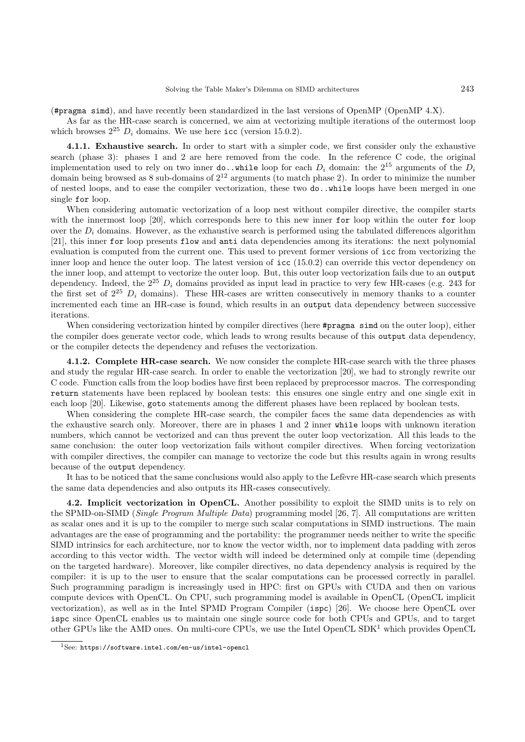(`#pragma simd`), and have recently been standardized in the last versions of OpenMP (OpenMP 4.X).

As far as the HR-case search is concerned, we aim at vectorizing multiple iterations of the outermost loop which browses $2^{25}$ $D_i$ domains. We use here `icc` (version 15.0.2).

**4.1.1. Exhaustive search.** In order to start with a simpler code, we first consider only the exhaustive search (phase 3): phases 1 and 2 are here removed from the code. In the reference C code, the original implementation used to rely on two inner `do..while` loop for each $D_i$ domain: the $2^{15}$ arguments of the $D_i$ domain being browsed as 8 sub-domains of $2^{12}$ arguments (to match phase 2). In order to minimize the number of nested loops, and to ease the compiler vectorization, these two `do..while` loops have been merged in one single `for` loop.

When considering automatic vectorization of a loop nest without compiler directive, the compiler starts with the innermost loop [20], which corresponds here to this new inner `for` loop within the outer `for` loop over the $D_i$ domains. However, as the exhaustive search is performed using the tabulated differences algorithm [21], this inner `for` loop presents `flow` and `anti` data dependencies among its iterations: the next polynomial evaluation is computed from the current one. This used to prevent former versions of `icc` from vectorizing the inner loop and hence the outer loop. The latest version of `icc` (15.0.2) can override this vector dependency on the inner loop, and attempt to vectorize the outer loop. But, this outer loop vectorization fails due to an `output` dependency. Indeed, the $2^{25}$ $D_i$ domains provided as input lead in practice to very few HR-cases (e.g. 243 for the first set of $2^{25}$ $D_i$ domains). These HR-cases are written consecutively in memory thanks to a counter incremented each time an HR-case is found, which results in an `output` data dependency between successive iterations.

When considering vectorization hinted by compiler directives (here `#pragma simd` on the outer loop), either the compiler does generate vector code, which leads to wrong results because of this `output` data dependency, or the compiler detects the dependency and refuses the vectorization.

**4.1.2. Complete HR-case search.** We now consider the complete HR-case search with the three phases and study the regular HR-case search. In order to enable the vectorization [20], we had to strongly rewrite our C code. Function calls from the loop bodies have first been replaced by preprocessor macros. The corresponding `return` statements have been replaced by boolean tests: this ensures one single entry and one single exit in each loop [20]. Likewise, `goto` statements among the different phases have been replaced by boolean tests.

When considering the complete HR-case search, the compiler faces the same data dependencies as with the exhaustive search only. Moreover, there are in phases 1 and 2 inner `while` loops with unknown iteration numbers, which cannot be vectorized and can thus prevent the outer loop vectorization. All this leads to the same conclusion: the outer loop vectorization fails without compiler directives. When forcing vectorization with compiler directives, the compiler can manage to vectorize the code but this results again in wrong results because of the `output` dependency.

It has to be noticed that the same conclusions would also apply to the Lefèvre HR-case search which presents the same data dependencies and also outputs its HR-cases consecutively.

**4.2. Implicit vectorization in OpenCL.** Another possibility to exploit the SIMD units is to rely on the SPMD-on-SIMD (*Single Program Multiple Data*) programming model [26, 7]. All computations are written as scalar ones and it is up to the compiler to merge such scalar computations in SIMD instructions. The main advantages are the ease of programming and the portability: the programmer needs neither to write the specific SIMD intrinsics for each architecture, nor to know the vector width, nor to implement data padding with zeros according to this vector width. The vector width will indeed be determined only at compile time (depending on the targeted hardware). Moreover, like compiler directives, no data dependency analysis is required by the compiler: it is up to the user to ensure that the scalar computations can be processed correctly in parallel. Such programming paradigm is increasingly used in HPC: first on GPUs with CUDA and then on various compute devices with OpenCL. On CPU, such programming model is available in OpenCL (OpenCL implicit vectorization), as well as in the Intel SPMD Program Compiler (`ispc`) [26]. We choose here OpenCL over `ispc` since OpenCL enables us to maintain one single source code for both CPUs and GPUs, and to target other GPUs like the AMD ones. On multi-core CPUs, we use the Intel OpenCL SDK[1] which provides OpenCL

[1] See: `https://software.intel.com/en-us/intel-opencl`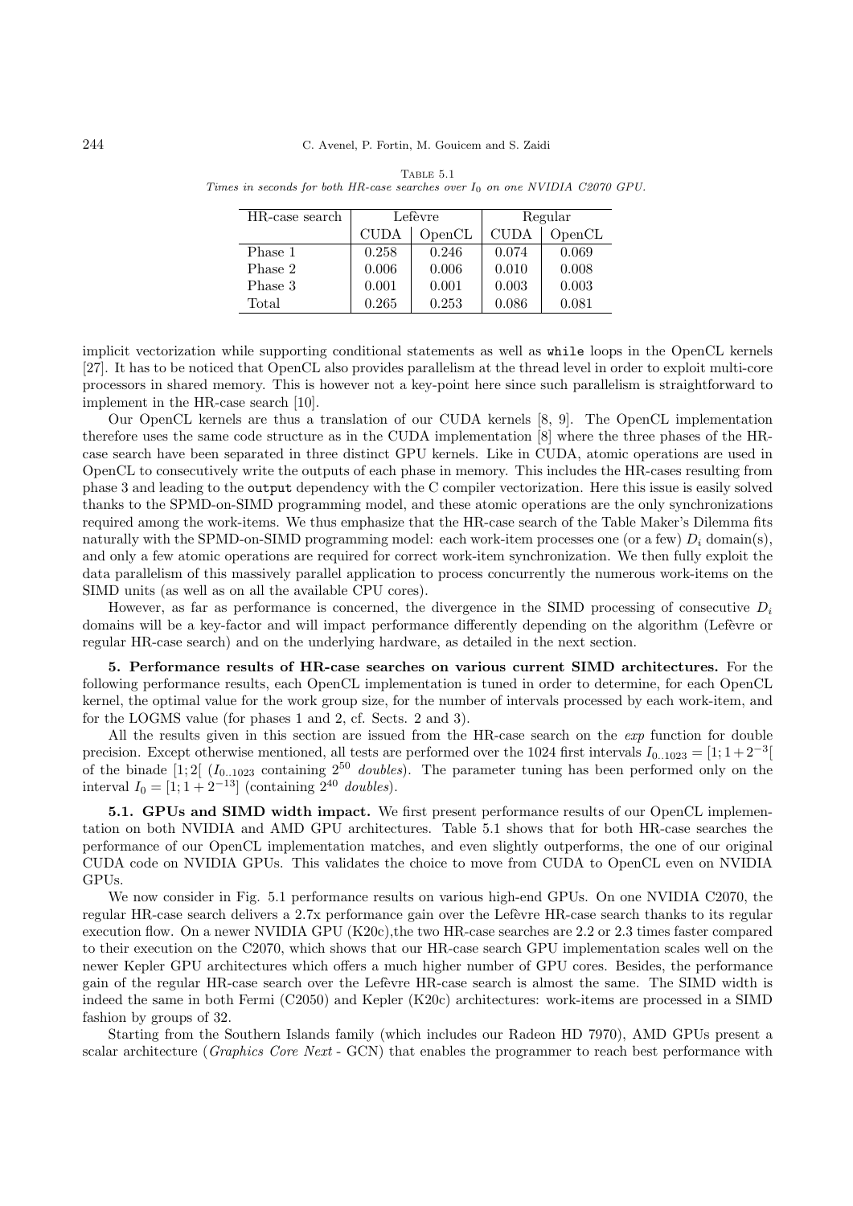Table 5.1
*Times in seconds for both HR-case searches over $I_0$ on one NVIDIA C2070 GPU.*

| HR-case search | Lefèvre | | Regular | |
|---|---|---|---|---|
| | CUDA | OpenCL | CUDA | OpenCL |
| Phase 1 | 0.258 | 0.246 | 0.074 | 0.069 |
| Phase 2 | 0.006 | 0.006 | 0.010 | 0.008 |
| Phase 3 | 0.001 | 0.001 | 0.003 | 0.003 |
| Total | 0.265 | 0.253 | 0.086 | 0.081 |

implicit vectorization while supporting conditional statements as well as `while` loops in the OpenCL kernels [27]. It has to be noticed that OpenCL also provides parallelism at the thread level in order to exploit multi-core processors in shared memory. This is however not a key-point here since such parallelism is straightforward to implement in the HR-case search [10].

Our OpenCL kernels are thus a translation of our CUDA kernels [8, 9]. The OpenCL implementation therefore uses the same code structure as in the CUDA implementation [8] where the three phases of the HR-case search have been separated in three distinct GPU kernels. Like in CUDA, atomic operations are used in OpenCL to consecutively write the outputs of each phase in memory. This includes the HR-cases resulting from phase 3 and leading to the `output` dependency with the C compiler vectorization. Here this issue is easily solved thanks to the SPMD-on-SIMD programming model, and these atomic operations are the only synchronizations required among the work-items. We thus emphasize that the HR-case search of the Table Maker's Dilemma fits naturally with the SPMD-on-SIMD programming model: each work-item processes one (or a few) $D_i$ domain(s), and only a few atomic operations are required for correct work-item synchronization. We then fully exploit the data parallelism of this massively parallel application to process concurrently the numerous work-items on the SIMD units (as well as on all the available CPU cores).

However, as far as performance is concerned, the divergence in the SIMD processing of consecutive $D_i$ domains will be a key-factor and will impact performance differently depending on the algorithm (Lefèvre or regular HR-case search) and on the underlying hardware, as detailed in the next section.

**5. Performance results of HR-case searches on various current SIMD architectures.** For the following performance results, each OpenCL implementation is tuned in order to determine, for each OpenCL kernel, the optimal value for the work group size, for the number of intervals processed by each work-item, and for the LOGMS value (for phases 1 and 2, cf. Sects. 2 and 3).

All the results given in this section are issued from the HR-case search on the *exp* function for double precision. Except otherwise mentioned, all tests are performed over the 1024 first intervals $I_{0..1023} = [1; 1+2^{-3}[$ of the binade $[1; 2[$ ($I_{0..1023}$ containing $2^{50}$ *doubles*). The parameter tuning has been performed only on the interval $I_0 = [1; 1 + 2^{-13}]$ (containing $2^{40}$ *doubles*).

**5.1. GPUs and SIMD width impact.** We first present performance results of our OpenCL implementation on both NVIDIA and AMD GPU architectures. Table 5.1 shows that for both HR-case searches the performance of our OpenCL implementation matches, and even slightly outperforms, the one of our original CUDA code on NVIDIA GPUs. This validates the choice to move from CUDA to OpenCL even on NVIDIA GPUs.

We now consider in Fig. 5.1 performance results on various high-end GPUs. On one NVIDIA C2070, the regular HR-case search delivers a 2.7x performance gain over the Lefèvre HR-case search thanks to its regular execution flow. On a newer NVIDIA GPU (K20c),the two HR-case searches are 2.2 or 2.3 times faster compared to their execution on the C2070, which shows that our HR-case search GPU implementation scales well on the newer Kepler GPU architectures which offers a much higher number of GPU cores. Besides, the performance gain of the regular HR-case search over the Lefèvre HR-case search is almost the same. The SIMD width is indeed the same in both Fermi (C2050) and Kepler (K20c) architectures: work-items are processed in a SIMD fashion by groups of 32.

Starting from the Southern Islands family (which includes our Radeon HD 7970), AMD GPUs present a scalar architecture (*Graphics Core Next* - GCN) that enables the programmer to reach best performance with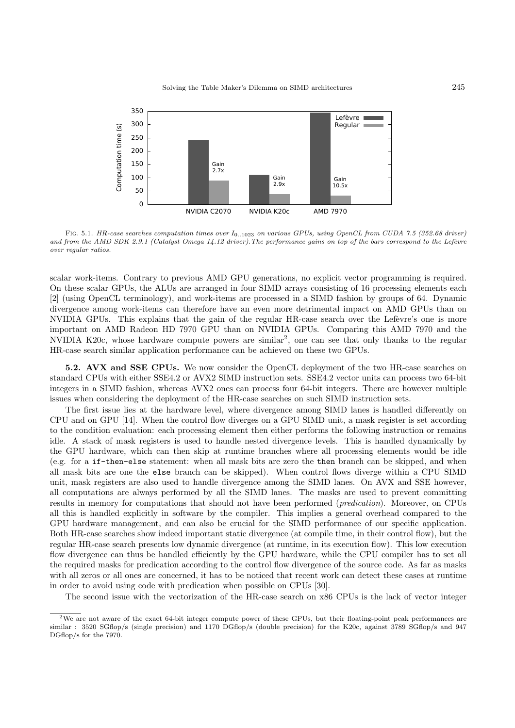FIG. 5.1. *HR-case searches computation times over $I_{0..1023}$ on various GPUs, using OpenCL from CUDA 7.5 (352.68 driver) and from the AMD SDK 2.9.1 (Catalyst Omega 14.12 driver).The performance gains on top of the bars correspond to the Lefèvre over regular ratios.*

scalar work-items. Contrary to previous AMD GPU generations, no explicit vector programming is required. On these scalar GPUs, the ALUs are arranged in four SIMD arrays consisting of 16 processing elements each [2] (using OpenCL terminology), and work-items are processed in a SIMD fashion by groups of 64. Dynamic divergence among work-items can therefore have an even more detrimental impact on AMD GPUs than on NVIDIA GPUs. This explains that the gain of the regular HR-case search over the Lefèvre's one is more important on AMD Radeon HD 7970 GPU than on NVIDIA GPUs. Comparing this AMD 7970 and the NVIDIA K20c, whose hardware compute powers are similar[2], one can see that only thanks to the regular HR-case search similar application performance can be achieved on these two GPUs.

**5.2. AVX and SSE CPUs.** We now consider the OpenCL deployment of the two HR-case searches on standard CPUs with either SSE4.2 or AVX2 SIMD instruction sets. SSE4.2 vector units can process two 64-bit integers in a SIMD fashion, whereas AVX2 ones can process four 64-bit integers. There are however multiple issues when considering the deployment of the HR-case searches on such SIMD instruction sets.

The first issue lies at the hardware level, where divergence among SIMD lanes is handled differently on CPU and on GPU [14]. When the control flow diverges on a GPU SIMD unit, a mask register is set according to the condition evaluation: each processing element then either performs the following instruction or remains idle. A stack of mask registers is used to handle nested divergence levels. This is handled dynamically by the GPU hardware, which can then skip at runtime branches where all processing elements would be idle (e.g. for a `if-then-else` statement: when all mask bits are zero the `then` branch can be skipped, and when all mask bits are one the `else` branch can be skipped). When control flows diverge within a CPU SIMD unit, mask registers are also used to handle divergence among the SIMD lanes. On AVX and SSE however, all computations are always performed by all the SIMD lanes. The masks are used to prevent committing results in memory for computations that should not have been performed (*predication*). Moreover, on CPUs all this is handled explicitly in software by the compiler. This implies a general overhead compared to the GPU hardware management, and can also be crucial for the SIMD performance of our specific application. Both HR-case searches show indeed important static divergence (at compile time, in their control flow), but the regular HR-case search presents low dynamic divergence (at runtime, in its execution flow). This low execution flow divergence can thus be handled efficiently by the GPU hardware, while the CPU compiler has to set all the required masks for predication according to the control flow divergence of the source code. As far as masks with all zeros or all ones are concerned, it has to be noticed that recent work can detect these cases at runtime in order to avoid using code with predication when possible on CPUs [30].

The second issue with the vectorization of the HR-case search on x86 CPUs is the lack of vector integer

[2] We are not aware of the exact 64-bit integer compute power of these GPUs, but their floating-point peak performances are similar : 3520 SGflop/s (single precision) and 1170 DGflop/s (double precision) for the K20c, against 3789 SGflop/s and 947 DGflop/s for the 7970.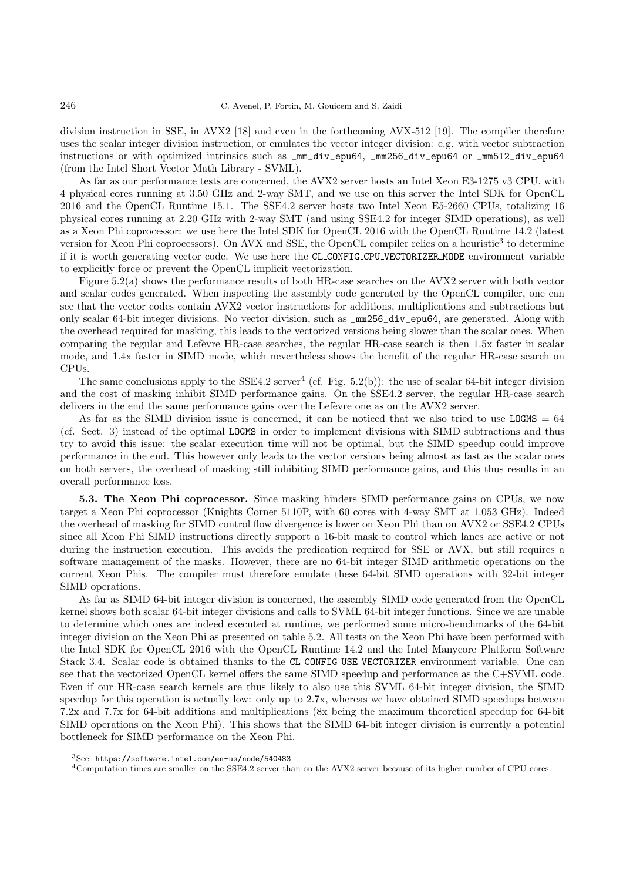division instruction in SSE, in AVX2 [18] and even in the forthcoming AVX-512 [19]. The compiler therefore uses the scalar integer division instruction, or emulates the vector integer division: e.g. with vector subtraction instructions or with optimized intrinsics such as `_mm_div_epu64`, `_mm256_div_epu64` or `_mm512_div_epu64` (from the Intel Short Vector Math Library - SVML).

As far as our performance tests are concerned, the AVX2 server hosts an Intel Xeon E3-1275 v3 CPU, with 4 physical cores running at 3.50 GHz and 2-way SMT, and we use on this server the Intel SDK for OpenCL 2016 and the OpenCL Runtime 15.1. The SSE4.2 server hosts two Intel Xeon E5-2660 CPUs, totalizing 16 physical cores running at 2.20 GHz with 2-way SMT (and using SSE4.2 for integer SIMD operations), as well as a Xeon Phi coprocessor: we use here the Intel SDK for OpenCL 2016 with the OpenCL Runtime 14.2 (latest version for Xeon Phi coprocessors). On AVX and SSE, the OpenCL compiler relies on a heuristic[3] to determine if it is worth generating vector code. We use here the `CL_CONFIG_CPU_VECTORIZER_MODE` environment variable to explicitly force or prevent the OpenCL implicit vectorization.

Figure 5.2(a) shows the performance results of both HR-case searches on the AVX2 server with both vector and scalar codes generated. When inspecting the assembly code generated by the OpenCL compiler, one can see that the vector codes contain AVX2 vector instructions for additions, multiplications and subtractions but only scalar 64-bit integer divisions. No vector division, such as `_mm256_div_epu64`, are generated. Along with the overhead required for masking, this leads to the vectorized versions being slower than the scalar ones. When comparing the regular and Lefèvre HR-case searches, the regular HR-case search is then 1.5x faster in scalar mode, and 1.4x faster in SIMD mode, which nevertheless shows the benefit of the regular HR-case search on CPUs.

The same conclusions apply to the SSE4.2 server[4] (cf. Fig. 5.2(b)): the use of scalar 64-bit integer division and the cost of masking inhibit SIMD performance gains. On the SSE4.2 server, the regular HR-case search delivers in the end the same performance gains over the Lefèvre one as on the AVX2 server.

As far as the SIMD division issue is concerned, it can be noticed that we also tried to use `LOGMS` = 64 (cf. Sect. 3) instead of the optimal `LOGMS` in order to implement divisions with SIMD subtractions and thus try to avoid this issue: the scalar execution time will not be optimal, but the SIMD speedup could improve performance in the end. This however only leads to the vector versions being almost as fast as the scalar ones on both servers, the overhead of masking still inhibiting SIMD performance gains, and this thus results in an overall performance loss.

**5.3. The Xeon Phi coprocessor.** Since masking hinders SIMD performance gains on CPUs, we now target a Xeon Phi coprocessor (Knights Corner 5110P, with 60 cores with 4-way SMT at 1.053 GHz). Indeed the overhead of masking for SIMD control flow divergence is lower on Xeon Phi than on AVX2 or SSE4.2 CPUs since all Xeon Phi SIMD instructions directly support a 16-bit mask to control which lanes are active or not during the instruction execution. This avoids the predication required for SSE or AVX, but still requires a software management of the masks. However, there are no 64-bit integer SIMD arithmetic operations on the current Xeon Phis. The compiler must therefore emulate these 64-bit SIMD operations with 32-bit integer SIMD operations.

As far as SIMD 64-bit integer division is concerned, the assembly SIMD code generated from the OpenCL kernel shows both scalar 64-bit integer divisions and calls to SVML 64-bit integer functions. Since we are unable to determine which ones are indeed executed at runtime, we performed some micro-benchmarks of the 64-bit integer division on the Xeon Phi as presented on table 5.2. All tests on the Xeon Phi have been performed with the Intel SDK for OpenCL 2016 with the OpenCL Runtime 14.2 and the Intel Manycore Platform Software Stack 3.4. Scalar code is obtained thanks to the `CL_CONFIG_USE_VECTORIZER` environment variable. One can see that the vectorized OpenCL kernel offers the same SIMD speedup and performance as the C+SVML code. Even if our HR-case search kernels are thus likely to also use this SVML 64-bit integer division, the SIMD speedup for this operation is actually low: only up to 2.7x, whereas we have obtained SIMD speedups between 7.2x and 7.7x for 64-bit additions and multiplications (8x being the maximum theoretical speedup for 64-bit SIMD operations on the Xeon Phi). This shows that the SIMD 64-bit integer division is currently a potential bottleneck for SIMD performance on the Xeon Phi.

---

[3] See: https://software.intel.com/en-us/node/540483

[4] Computation times are smaller on the SSE4.2 server than on the AVX2 server because of its higher number of CPU cores.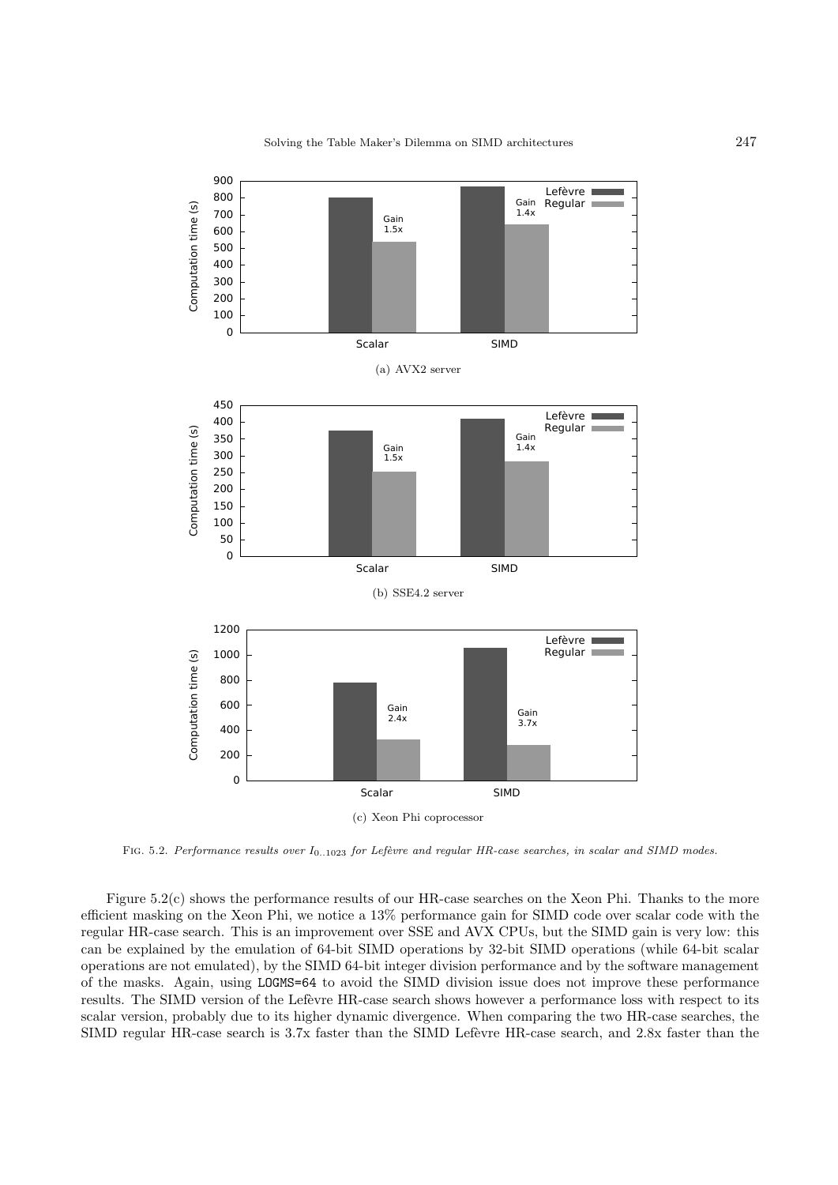Fig. 5.2. *Performance results over $I_{0..1023}$ for Lefèvre and regular HR-case searches, in scalar and SIMD modes.*

Figure 5.2(c) shows the performance results of our HR-case searches on the Xeon Phi. Thanks to the more efficient masking on the Xeon Phi, we notice a 13% performance gain for SIMD code over scalar code with the regular HR-case search. This is an improvement over SSE and AVX CPUs, but the SIMD gain is very low: this can be explained by the emulation of 64-bit SIMD operations by 32-bit SIMD operations (while 64-bit scalar operations are not emulated), by the SIMD 64-bit integer division performance and by the software management of the masks. Again, using `LOGMS=64` to avoid the SIMD division issue does not improve these performance results. The SIMD version of the Lefèvre HR-case search shows however a performance loss with respect to its scalar version, probably due to its higher dynamic divergence. When comparing the two HR-case searches, the SIMD regular HR-case search is 3.7x faster than the SIMD Lefèvre HR-case search, and 2.8x faster than the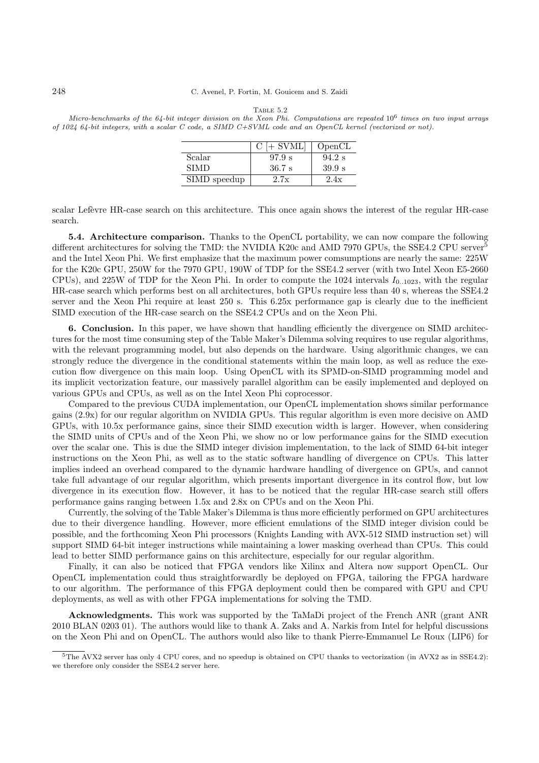Table 5.2

*Micro-benchmarks of the 64-bit integer division on the Xeon Phi. Computations are repeated $10^6$ times on two input arrays of 1024 64-bit integers, with a scalar C code, a SIMD C+SVML code and an OpenCL kernel (vectorized or not).*

| | C [+ SVML] | OpenCL |
|---|---|---|
| Scalar | 97.9 s | 94.2 s |
| SIMD | 36.7 s | 39.9 s |
| SIMD speedup | 2.7x | 2.4x |

scalar Lefèvre HR-case search on this architecture. This once again shows the interest of the regular HR-case search.

**5.4. Architecture comparison.** Thanks to the OpenCL portability, we can now compare the following different architectures for solving the TMD: the NVIDIA K20c and AMD 7970 GPUs, the SSE4.2 CPU server[5] and the Intel Xeon Phi. We first emphasize that the maximum power comsumptions are nearly the same: 225W for the K20c GPU, 250W for the 7970 GPU, 190W of TDP for the SSE4.2 server (with two Intel Xeon E5-2660 CPUs), and 225W of TDP for the Xeon Phi. In order to compute the 1024 intervals $I_{0..1023}$, with the regular HR-case search which performs best on all architectures, both GPUs require less than 40 s, whereas the SSE4.2 server and the Xeon Phi require at least 250 s. This 6.25x performance gap is clearly due to the inefficient SIMD execution of the HR-case search on the SSE4.2 CPUs and on the Xeon Phi.

**6. Conclusion.** In this paper, we have shown that handling efficiently the divergence on SIMD architectures for the most time consuming step of the Table Maker's Dilemma solving requires to use regular algorithms, with the relevant programming model, but also depends on the hardware. Using algorithmic changes, we can strongly reduce the divergence in the conditional statements within the main loop, as well as reduce the execution flow divergence on this main loop. Using OpenCL with its SPMD-on-SIMD programming model and its implicit vectorization feature, our massively parallel algorithm can be easily implemented and deployed on various GPUs and CPUs, as well as on the Intel Xeon Phi coprocessor.

Compared to the previous CUDA implementation, our OpenCL implementation shows similar performance gains (2.9x) for our regular algorithm on NVIDIA GPUs. This regular algorithm is even more decisive on AMD GPUs, with 10.5x performance gains, since their SIMD execution width is larger. However, when considering the SIMD units of CPUs and of the Xeon Phi, we show no or low performance gains for the SIMD execution over the scalar one. This is due the SIMD integer division implementation, to the lack of SIMD 64-bit integer instructions on the Xeon Phi, as well as to the static software handling of divergence on CPUs. This latter implies indeed an overhead compared to the dynamic hardware handling of divergence on GPUs, and cannot take full advantage of our regular algorithm, which presents important divergence in its control flow, but low divergence in its execution flow. However, it has to be noticed that the regular HR-case search still offers performance gains ranging between 1.5x and 2.8x on CPUs and on the Xeon Phi.

Currently, the solving of the Table Maker's Dilemma is thus more efficiently performed on GPU architectures due to their divergence handling. However, more efficient emulations of the SIMD integer division could be possible, and the forthcoming Xeon Phi processors (Knights Landing with AVX-512 SIMD instruction set) will support SIMD 64-bit integer instructions while maintaining a lower masking overhead than CPUs. This could lead to better SIMD performance gains on this architecture, especially for our regular algorithm.

Finally, it can also be noticed that FPGA vendors like Xilinx and Altera now support OpenCL. Our OpenCL implementation could thus straightforwardly be deployed on FPGA, tailoring the FPGA hardware to our algorithm. The performance of this FPGA deployment could then be compared with GPU and CPU deployments, as well as with other FPGA implementations for solving the TMD.

**Acknowledgments.** This work was supported by the TaMaDi project of the French ANR (grant ANR 2010 BLAN 0203 01). The authors would like to thank A. Zaks and A. Narkis from Intel for helpful discussions on the Xeon Phi and on OpenCL. The authors would also like to thank Pierre-Emmanuel Le Roux (LIP6) for

[5] The AVX2 server has only 4 CPU cores, and no speedup is obtained on CPU thanks to vectorization (in AVX2 as in SSE4.2): we therefore only consider the SSE4.2 server here.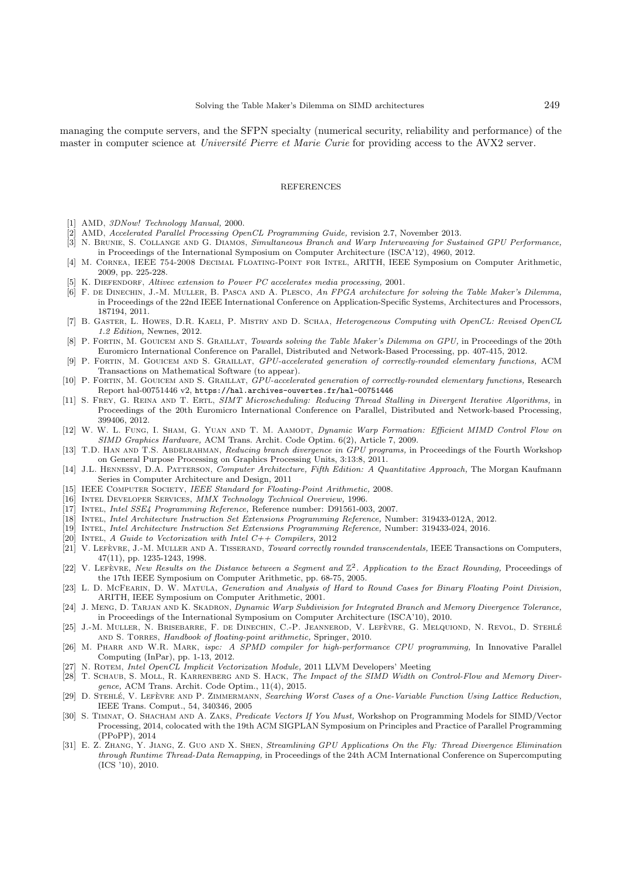managing the compute servers, and the SFPN specialty (numerical security, reliability and performance) of the master in computer science at *Université Pierre et Marie Curie* for providing access to the AVX2 server.

## REFERENCES

[1] AMD, *3DNow! Technology Manual,* 2000.

[2] AMD, *Accelerated Parallel Processing OpenCL Programming Guide,* revision 2.7, November 2013.

[3] N. Brunie, S. Collange and G. Diamos, *Simultaneous Branch and Warp Interweaving for Sustained GPU Performance,* in Proceedings of the International Symposium on Computer Architecture (ISCA'12), 4960, 2012.

[4] M. Cornea, IEEE 754-2008 Decimal Floating-Point for Intel, ARITH, IEEE Symposium on Computer Arithmetic, 2009, pp. 225-228.

[5] K. Diefendorf, *Altivec extension to Power PC accelerates media processing,* 2001.

[6] F. de Dinechin, J.-M. Muller, B. Pasca and A. Plesco, *An FPGA architecture for solving the Table Maker's Dilemma,* in Proceedings of the 22nd IEEE International Conference on Application-Specific Systems, Architectures and Processors, 187194, 2011.

[7] B. Gaster, L. Howes, D.R. Kaeli, P. Mistry and D. Schaa, *Heterogeneous Computing with OpenCL: Revised OpenCL 1.2 Edition,* Newnes, 2012.

[8] P. Fortin, M. Gouicem and S. Graillat, *Towards solving the Table Maker's Dilemma on GPU,* in Proceedings of the 20th Euromicro International Conference on Parallel, Distributed and Network-Based Processing, pp. 407-415, 2012.

[9] P. Fortin, M. Gouicem and S. Graillat, *GPU-accelerated generation of correctly-rounded elementary functions,* ACM Transactions on Mathematical Software (to appear).

[10] P. Fortin, M. Gouicem and S. Graillat, *GPU-accelerated generation of correctly-rounded elementary functions,* Research Report hal-00751446 v2, https://hal.archives-ouvertes.fr/hal-00751446

[11] S. Frey, G. Reina and T. Ertl, *SIMT Microscheduling: Reducing Thread Stalling in Divergent Iterative Algorithms,* in Proceedings of the 20th Euromicro International Conference on Parallel, Distributed and Network-based Processing, 399406, 2012.

[12] W. W. L. Fung, I. Sham, G. Yuan and T. M. Aamodt, *Dynamic Warp Formation: Efficient MIMD Control Flow on SIMD Graphics Hardware,* ACM Trans. Archit. Code Optim. 6(2), Article 7, 2009.

[13] T.D. Han and T.S. Abdelrahman, *Reducing branch divergence in GPU programs,* in Proceedings of the Fourth Workshop on General Purpose Processing on Graphics Processing Units, 3:13:8, 2011.

[14] J.L. Hennessy, D.A. Patterson, *Computer Architecture, Fifth Edition: A Quantitative Approach,* The Morgan Kaufmann Series in Computer Architecture and Design, 2011

[15] IEEE Computer Society, *IEEE Standard for Floating-Point Arithmetic,* 2008.

[16] Intel Developer Services, *MMX Technology Technical Overview,* 1996.

[17] Intel, *Intel SSE4 Programming Reference,* Reference number: D91561-003, 2007.

[18] Intel, *Intel Architecture Instruction Set Extensions Programming Reference,* Number: 319433-012A, 2012.

[19] Intel, *Intel Architecture Instruction Set Extensions Programming Reference,* Number: 319433-024, 2016.

[20] Intel, *A Guide to Vectorization with Intel C++ Compilers,* 2012

[21] V. Lefèvre, J.-M. Muller and A. Tisserand, *Toward correctly rounded transcendentals,* IEEE Transactions on Computers, 47(11), pp. 1235-1243, 1998.

[22] V. Lefèvre, *New Results on the Distance between a Segment and $\mathbb{Z}^2$. Application to the Exact Rounding,* Proceedings of the 17th IEEE Symposium on Computer Arithmetic, pp. 68-75, 2005.

[23] L. D. McFearin, D. W. Matula, *Generation and Analysis of Hard to Round Cases for Binary Floating Point Division,* ARITH, IEEE Symposium on Computer Arithmetic, 2001.

[24] J. Meng, D. Tarjan and K. Skadron, *Dynamic Warp Subdivision for Integrated Branch and Memory Divergence Tolerance,* in Proceedings of the International Symposium on Computer Architecture (ISCA'10), 2010.

[25] J.-M. Muller, N. Brisebarre, F. de Dinechin, C.-P. Jeannerod, V. Lefèvre, G. Melquiond, N. Revol, D. Stehlé and S. Torres, *Handbook of floating-point arithmetic,* Springer, 2010.

[26] M. Pharr and W.R. Mark, *ispc: A SPMD compiler for high-performance CPU programming,* In Innovative Parallel Computing (InPar), pp. 1-13, 2012.

[27] N. Rotem, *Intel OpenCL Implicit Vectorization Module,* 2011 LLVM Developers' Meeting

[28] T. Schaub, S. Moll, R. Karrenberg and S. Hack, *The Impact of the SIMD Width on Control-Flow and Memory Divergence,* ACM Trans. Archit. Code Optim., 11(4), 2015.

[29] D. Stehlé, V. Lefèvre and P. Zimmermann, *Searching Worst Cases of a One-Variable Function Using Lattice Reduction,* IEEE Trans. Comput., 54, 340346, 2005

[30] S. Timnat, O. Shacham and A. Zaks, *Predicate Vectors If You Must,* Workshop on Programming Models for SIMD/Vector Processing, 2014, colocated with the 19th ACM SIGPLAN Symposium on Principles and Practice of Parallel Programming (PPoPP), 2014

[31] E. Z. Zhang, Y. Jiang, Z. Guo and X. Shen, *Streamlining GPU Applications On the Fly: Thread Divergence Elimination through Runtime Thread-Data Remapping,* in Proceedings of the 24th ACM International Conference on Supercomputing (ICS '10), 2010.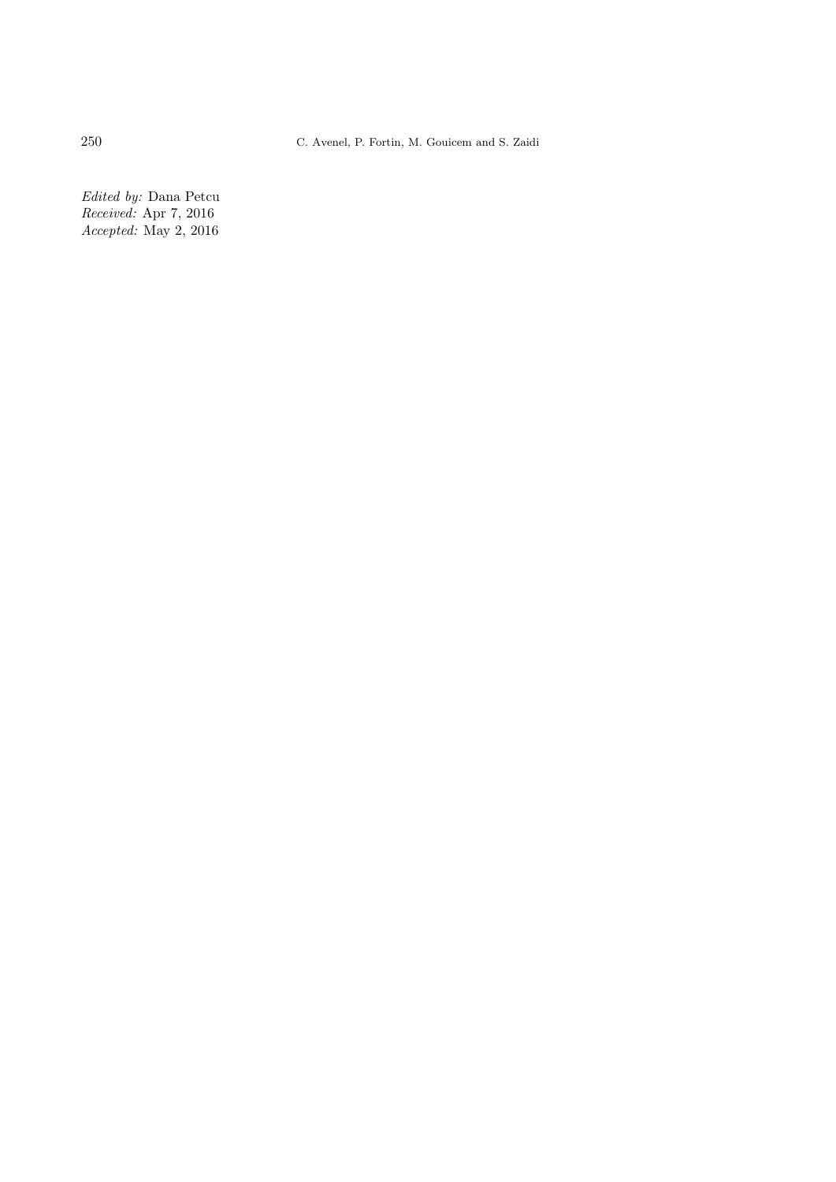*Edited by:* Dana Petcu
*Received:* Apr 7, 2016
*Accepted:* May 2, 2016